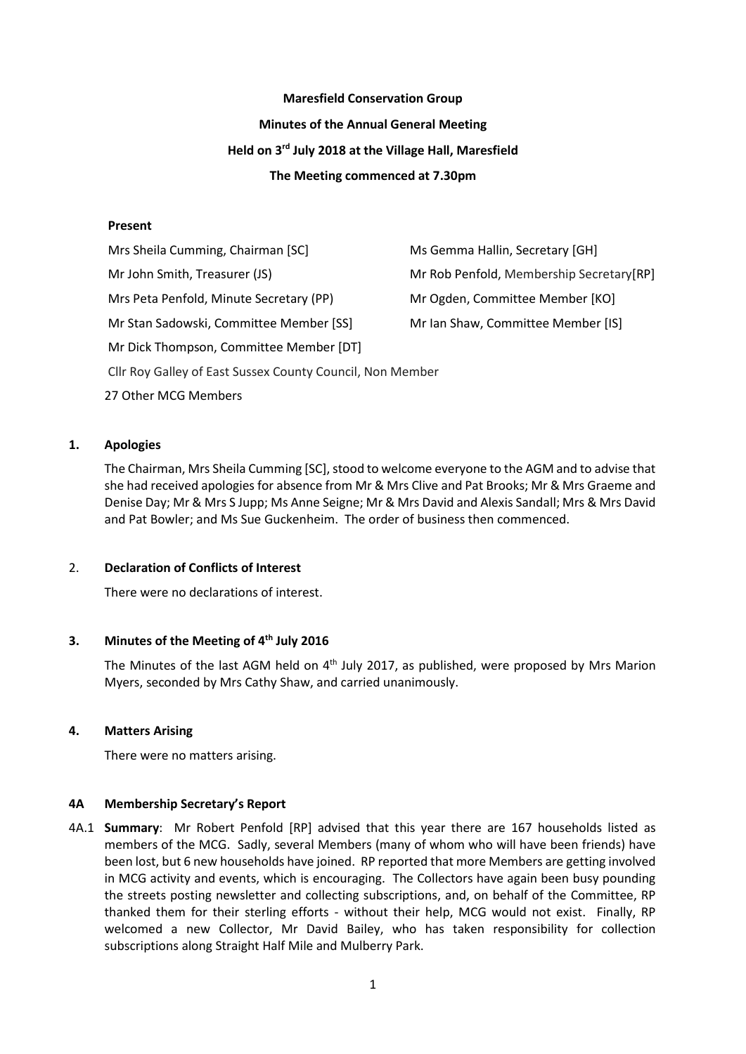**Maresfield Conservation Group**

**Minutes of the Annual General Meeting**

**Held on 3rd July 2018 at the Village Hall, Maresfield**

**The Meeting commenced at 7.30pm**

**Present**

Mrs Sheila Cumming, Chairman [SC]

Ms Gemma Hallin, Secretary [GH]

Mr John Smith, Treasurer (JS)

Mr Rob Penfold, Membership Secretary[RP]

Mrs Peta Penfold, Minute Secretary (PP)

Mr Ogden, Committee Member [KO]

Mr Stan Sadowski, Committee Member [SS]

Mr Ian Shaw, Committee Member [IS]

Mr Dick Thompson, Committee Member [DT]

Cllr Roy Galley of East Sussex County Council, Non Member

27 Other MCG Members

**1. Apologies**

The Chairman, Mrs Sheila Cumming [SC], stood to welcome everyone to the AGM and to advise that she had received apologies for absence from Mr & Mrs Clive and Pat Brooks; Mr & Mrs Graeme and Denise Day; Mr & Mrs S Jupp; Ms Anne Seigne; Mr & Mrs David and Alexis Sandall; Mrs & Mrs David and Pat Bowler; and Ms Sue Guckenheim. The order of business then commenced.

2. **Declaration of Conflicts of Interest**

There were no declarations of interest.

**3. Minutes of the Meeting of 4th July 2016**

The Minutes of the last AGM held on 4th July 2017, as published, were proposed by Mrs Marion Myers, seconded by Mrs Cathy Shaw, and carried unanimously.

**4. Matters Arising**

There were no matters arising.

**4A Membership Secretary's Report**

4A.1 **Summary**: Mr Robert Penfold [RP] advised that this year there are 167 households listed as members of the MCG. Sadly, several Members (many of whom who will have been friends) have been lost, but 6 new households have joined. RP reported that more Members are getting involved in MCG activity and events, which is encouraging. The Collectors have again been busy pounding the streets posting newsletter and collecting subscriptions, and, on behalf of the Committee, RP thanked them for their sterling efforts - without their help, MCG would not exist. Finally, RP welcomed a new Collector, Mr David Bailey, who has taken responsibility for collection subscriptions along Straight Half Mile and Mulberry Park.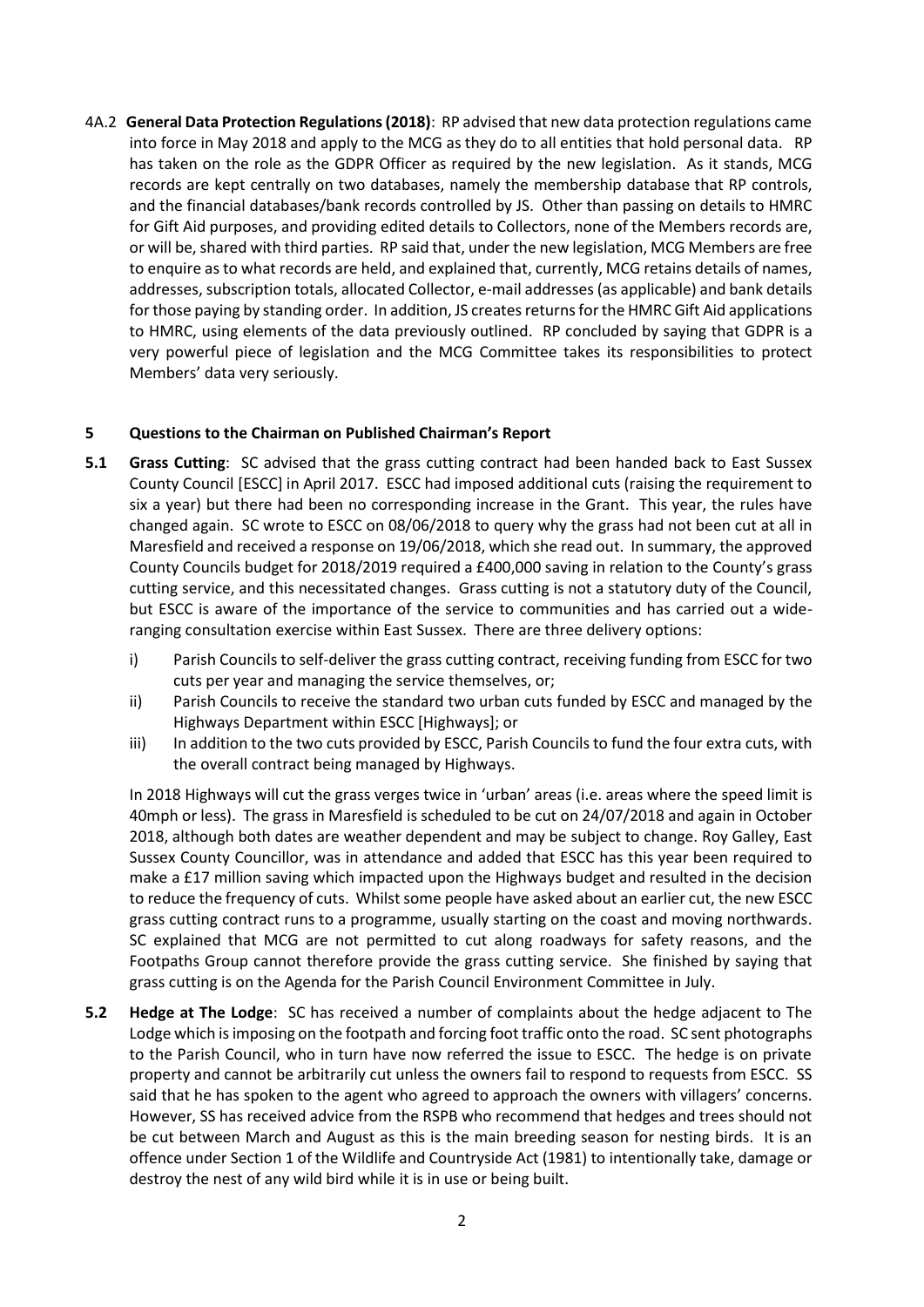4A.2 **General Data Protection Regulations (2018)**: RP advised that new data protection regulations came into force in May 2018 and apply to the MCG as they do to all entities that hold personal data. RP has taken on the role as the GDPR Officer as required by the new legislation. As it stands, MCG records are kept centrally on two databases, namely the membership database that RP controls, and the financial databases/bank records controlled by JS. Other than passing on details to HMRC for Gift Aid purposes, and providing edited details to Collectors, none of the Members records are, or will be, shared with third parties. RP said that, under the new legislation, MCG Members are free to enquire as to what records are held, and explained that, currently, MCG retains details of names, addresses, subscription totals, allocated Collector, e-mail addresses (as applicable) and bank details for those paying by standing order. In addition, JS creates returns for the HMRC Gift Aid applications to HMRC, using elements of the data previously outlined. RP concluded by saying that GDPR is a very powerful piece of legislation and the MCG Committee takes its responsibilities to protect Members' data very seriously.

## 5 Questions to the Chairman on Published Chairman's Report

**5.1 Grass Cutting**: SC advised that the grass cutting contract had been handed back to East Sussex County Council [ESCC] in April 2017. ESCC had imposed additional cuts (raising the requirement to six a year) but there had been no corresponding increase in the Grant. This year, the rules have changed again. SC wrote to ESCC on 08/06/2018 to query why the grass had not been cut at all in Maresfield and received a response on 19/06/2018, which she read out. In summary, the approved County Councils budget for 2018/2019 required a £400,000 saving in relation to the County's grass cutting service, and this necessitated changes. Grass cutting is not a statutory duty of the Council, but ESCC is aware of the importance of the service to communities and has carried out a wide-ranging consultation exercise within East Sussex. There are three delivery options:

i) Parish Councils to self-deliver the grass cutting contract, receiving funding from ESCC for two cuts per year and managing the service themselves, or;

ii) Parish Councils to receive the standard two urban cuts funded by ESCC and managed by the Highways Department within ESCC [Highways]; or

iii) In addition to the two cuts provided by ESCC, Parish Councils to fund the four extra cuts, with the overall contract being managed by Highways.

In 2018 Highways will cut the grass verges twice in 'urban' areas (i.e. areas where the speed limit is 40mph or less). The grass in Maresfield is scheduled to be cut on 24/07/2018 and again in October 2018, although both dates are weather dependent and may be subject to change. Roy Galley, East Sussex County Councillor, was in attendance and added that ESCC has this year been required to make a £17 million saving which impacted upon the Highways budget and resulted in the decision to reduce the frequency of cuts. Whilst some people have asked about an earlier cut, the new ESCC grass cutting contract runs to a programme, usually starting on the coast and moving northwards. SC explained that MCG are not permitted to cut along roadways for safety reasons, and the Footpaths Group cannot therefore provide the grass cutting service. She finished by saying that grass cutting is on the Agenda for the Parish Council Environment Committee in July.

**5.2 Hedge at The Lodge**: SC has received a number of complaints about the hedge adjacent to The Lodge which is imposing on the footpath and forcing foot traffic onto the road. SC sent photographs to the Parish Council, who in turn have now referred the issue to ESCC. The hedge is on private property and cannot be arbitrarily cut unless the owners fail to respond to requests from ESCC. SS said that he has spoken to the agent who agreed to approach the owners with villagers' concerns. However, SS has received advice from the RSPB who recommend that hedges and trees should not be cut between March and August as this is the main breeding season for nesting birds. It is an offence under Section 1 of the Wildlife and Countryside Act (1981) to intentionally take, damage or destroy the nest of any wild bird while it is in use or being built.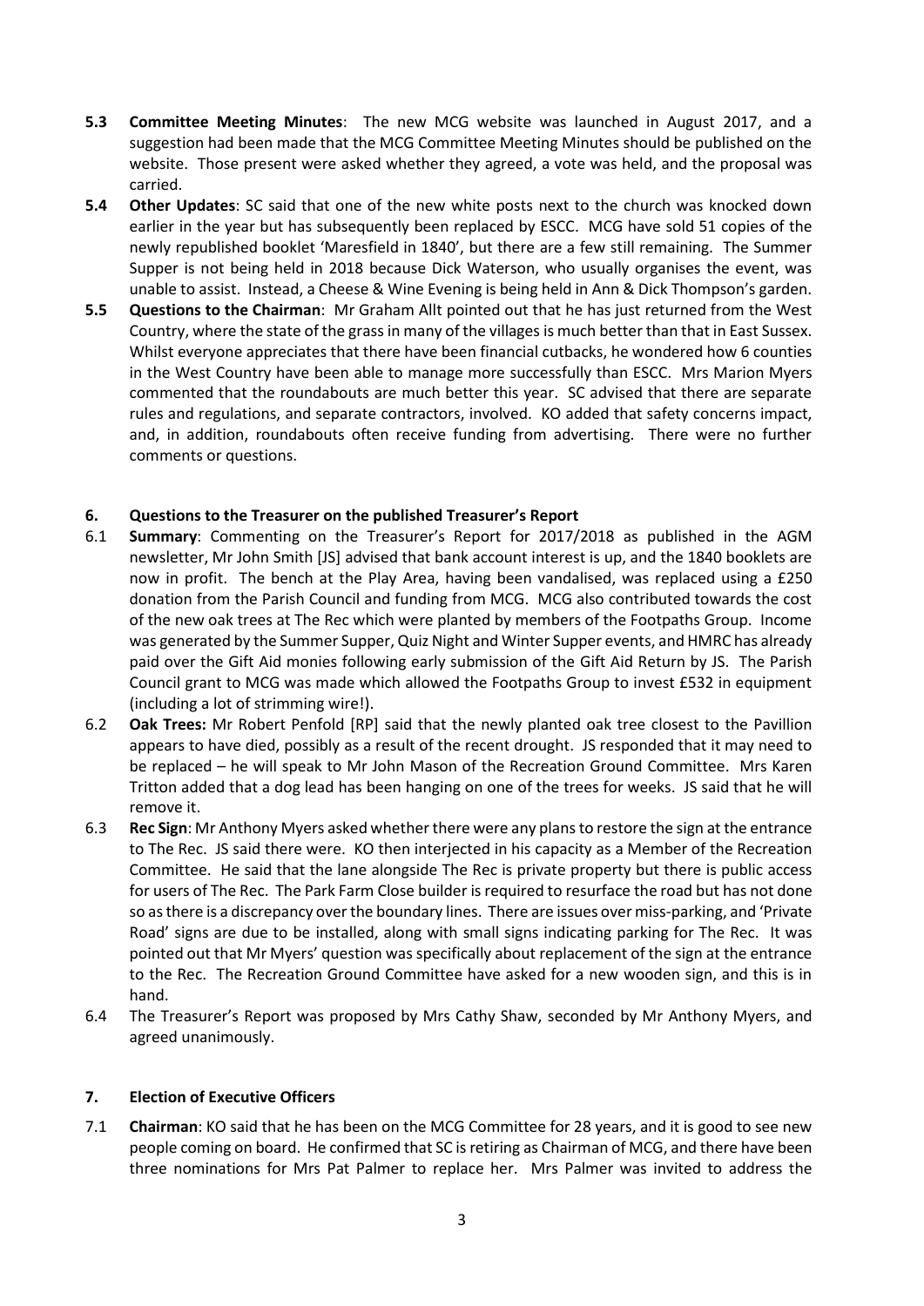**5.3 Committee Meeting Minutes**: The new MCG website was launched in August 2017, and a suggestion had been made that the MCG Committee Meeting Minutes should be published on the website. Those present were asked whether they agreed, a vote was held, and the proposal was carried.

**5.4 Other Updates**: SC said that one of the new white posts next to the church was knocked down earlier in the year but has subsequently been replaced by ESCC. MCG have sold 51 copies of the newly republished booklet 'Maresfield in 1840', but there are a few still remaining. The Summer Supper is not being held in 2018 because Dick Waterson, who usually organises the event, was unable to assist. Instead, a Cheese & Wine Evening is being held in Ann & Dick Thompson's garden.

**5.5 Questions to the Chairman**: Mr Graham Allt pointed out that he has just returned from the West Country, where the state of the grass in many of the villages is much better than that in East Sussex. Whilst everyone appreciates that there have been financial cutbacks, he wondered how 6 counties in the West Country have been able to manage more successfully than ESCC. Mrs Marion Myers commented that the roundabouts are much better this year. SC advised that there are separate rules and regulations, and separate contractors, involved. KO added that safety concerns impact, and, in addition, roundabouts often receive funding from advertising. There were no further comments or questions.

## 6. Questions to the Treasurer on the published Treasurer's Report

6.1 **Summary**: Commenting on the Treasurer's Report for 2017/2018 as published in the AGM newsletter, Mr John Smith [JS] advised that bank account interest is up, and the 1840 booklets are now in profit. The bench at the Play Area, having been vandalised, was replaced using a £250 donation from the Parish Council and funding from MCG. MCG also contributed towards the cost of the new oak trees at The Rec which were planted by members of the Footpaths Group. Income was generated by the Summer Supper, Quiz Night and Winter Supper events, and HMRC has already paid over the Gift Aid monies following early submission of the Gift Aid Return by JS. The Parish Council grant to MCG was made which allowed the Footpaths Group to invest £532 in equipment (including a lot of strimming wire!).

6.2 **Oak Trees:** Mr Robert Penfold [RP] said that the newly planted oak tree closest to the Pavillion appears to have died, possibly as a result of the recent drought. JS responded that it may need to be replaced – he will speak to Mr John Mason of the Recreation Ground Committee. Mrs Karen Tritton added that a dog lead has been hanging on one of the trees for weeks. JS said that he will remove it.

6.3 **Rec Sign**: Mr Anthony Myers asked whether there were any plans to restore the sign at the entrance to The Rec. JS said there were. KO then interjected in his capacity as a Member of the Recreation Committee. He said that the lane alongside The Rec is private property but there is public access for users of The Rec. The Park Farm Close builder is required to resurface the road but has not done so as there is a discrepancy over the boundary lines. There are issues over miss-parking, and 'Private Road' signs are due to be installed, along with small signs indicating parking for The Rec. It was pointed out that Mr Myers' question was specifically about replacement of the sign at the entrance to the Rec. The Recreation Ground Committee have asked for a new wooden sign, and this is in hand.

6.4 The Treasurer's Report was proposed by Mrs Cathy Shaw, seconded by Mr Anthony Myers, and agreed unanimously.

## 7. Election of Executive Officers

7.1 **Chairman**: KO said that he has been on the MCG Committee for 28 years, and it is good to see new people coming on board. He confirmed that SC is retiring as Chairman of MCG, and there have been three nominations for Mrs Pat Palmer to replace her. Mrs Palmer was invited to address the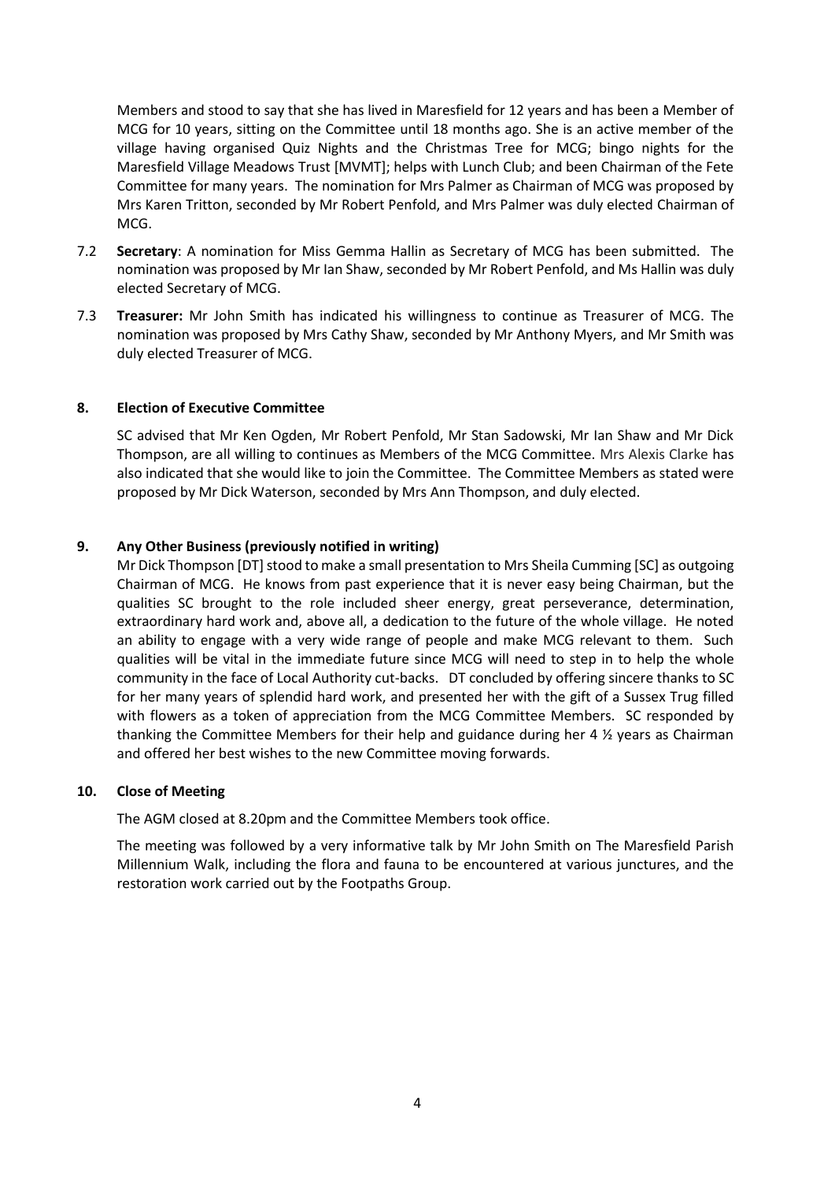Members and stood to say that she has lived in Maresfield for 12 years and has been a Member of MCG for 10 years, sitting on the Committee until 18 months ago. She is an active member of the village having organised Quiz Nights and the Christmas Tree for MCG; bingo nights for the Maresfield Village Meadows Trust [MVMT]; helps with Lunch Club; and been Chairman of the Fete Committee for many years. The nomination for Mrs Palmer as Chairman of MCG was proposed by Mrs Karen Tritton, seconded by Mr Robert Penfold, and Mrs Palmer was duly elected Chairman of MCG.

7.2 **Secretary**: A nomination for Miss Gemma Hallin as Secretary of MCG has been submitted. The nomination was proposed by Mr Ian Shaw, seconded by Mr Robert Penfold, and Ms Hallin was duly elected Secretary of MCG.

7.3 **Treasurer:** Mr John Smith has indicated his willingness to continue as Treasurer of MCG. The nomination was proposed by Mrs Cathy Shaw, seconded by Mr Anthony Myers, and Mr Smith was duly elected Treasurer of MCG.

## 8. Election of Executive Committee

SC advised that Mr Ken Ogden, Mr Robert Penfold, Mr Stan Sadowski, Mr Ian Shaw and Mr Dick Thompson, are all willing to continues as Members of the MCG Committee. Mrs Alexis Clarke has also indicated that she would like to join the Committee. The Committee Members as stated were proposed by Mr Dick Waterson, seconded by Mrs Ann Thompson, and duly elected.

## 9. Any Other Business (previously notified in writing)

Mr Dick Thompson [DT] stood to make a small presentation to Mrs Sheila Cumming [SC] as outgoing Chairman of MCG. He knows from past experience that it is never easy being Chairman, but the qualities SC brought to the role included sheer energy, great perseverance, determination, extraordinary hard work and, above all, a dedication to the future of the whole village. He noted an ability to engage with a very wide range of people and make MCG relevant to them. Such qualities will be vital in the immediate future since MCG will need to step in to help the whole community in the face of Local Authority cut-backs. DT concluded by offering sincere thanks to SC for her many years of splendid hard work, and presented her with the gift of a Sussex Trug filled with flowers as a token of appreciation from the MCG Committee Members. SC responded by thanking the Committee Members for their help and guidance during her 4 ½ years as Chairman and offered her best wishes to the new Committee moving forwards.

## 10. Close of Meeting

The AGM closed at 8.20pm and the Committee Members took office.

The meeting was followed by a very informative talk by Mr John Smith on The Maresfield Parish Millennium Walk, including the flora and fauna to be encountered at various junctures, and the restoration work carried out by the Footpaths Group.